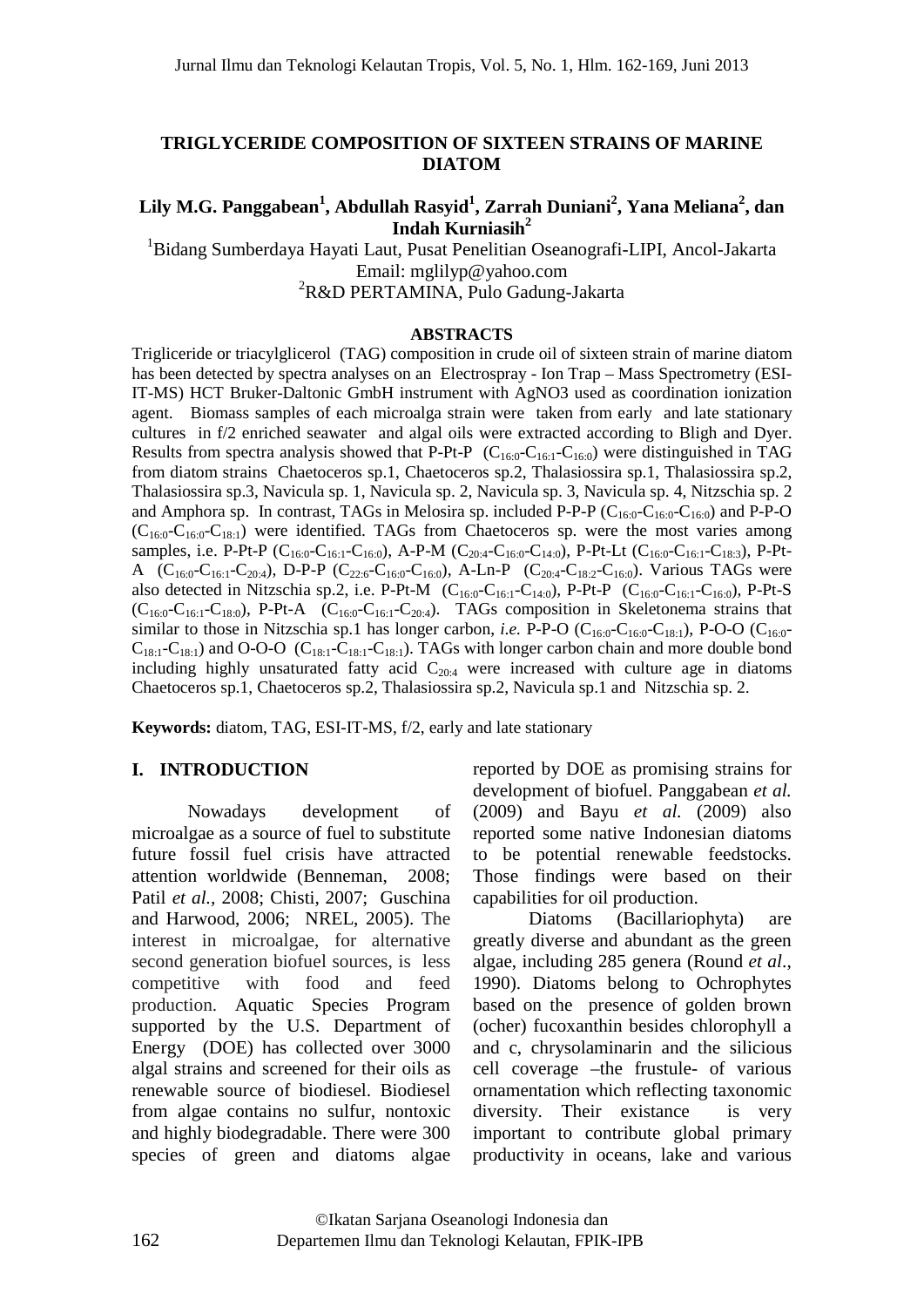# TRIGLYCERIDE COMPOSITION OF SIXTEEN STRAINS OF MARINE DIATOM

**Lily M.G. Panggabean[1], Abdullah Rasyid[1], Zarrah Duniani[2], Yana Meliana[2], dan Indah Kurniasih[2]**

[1]Bidang Sumberdaya Hayati Laut, Pusat Penelitian Oseanografi-LIPI, Ancol-Jakarta
Email: mglilyp@yahoo.com
[2]R&D PERTAMINA, Pulo Gadung-Jakarta

## ABSTRACTS

Trigliceride or triacylglicerol (TAG) composition in crude oil of sixteen strain of marine diatom has been detected by spectra analyses on an Electrospray - Ion Trap – Mass Spectrometry (ESI-IT-MS) HCT Bruker-Daltonic GmbH instrument with AgNO3 used as coordination ionization agent. Biomass samples of each microalga strain were taken from early and late stationary cultures in f/2 enriched seawater and algal oils were extracted according to Bligh and Dyer. Results from spectra analysis showed that P-Pt-P ($C_{16:0}$-$C_{16:1}$-$C_{16:0}$) were distinguished in TAG from diatom strains Chaetoceros sp.1, Chaetoceros sp.2, Thalasiossira sp.1, Thalasiossira sp.2, Thalasiossira sp.3, Navicula sp. 1, Navicula sp. 2, Navicula sp. 3, Navicula sp. 4, Nitzschia sp. 2 and Amphora sp. In contrast, TAGs in Melosira sp. included P-P-P ($C_{16:0}$-$C_{16:0}$-$C_{16:0}$) and P-P-O ($C_{16:0}$-$C_{16:0}$-$C_{18:1}$) were identified. TAGs from Chaetoceros sp. were the most varies among samples, i.e. P-Pt-P ($C_{16:0}$-$C_{16:1}$-$C_{16:0}$), A-P-M ($C_{20:4}$-$C_{16:0}$-$C_{14:0}$), P-Pt-Lt ($C_{16:0}$-$C_{16:1}$-$C_{18:3}$), P-Pt-A ($C_{16:0}$-$C_{16:1}$-$C_{20:4}$), D-P-P ($C_{22:6}$-$C_{16:0}$-$C_{16:0}$), A-Ln-P ($C_{20:4}$-$C_{18:2}$-$C_{16:0}$). Various TAGs were also detected in Nitzschia sp.2, i.e. P-Pt-M ($C_{16:0}$-$C_{16:1}$-$C_{14:0}$), P-Pt-P ($C_{16:0}$-$C_{16:1}$-$C_{16:0}$), P-Pt-S ($C_{16:0}$-$C_{16:1}$-$C_{18:0}$), P-Pt-A ($C_{16:0}$-$C_{16:1}$-$C_{20:4}$). TAGs composition in Skeletonema strains that similar to those in Nitzschia sp.1 has longer carbon, *i.e.* P-P-O ($C_{16:0}$-$C_{16:0}$-$C_{18:1}$), P-O-O ($C_{16:0}$-$C_{18:1}$-$C_{18:1}$) and O-O-O ($C_{18:1}$-$C_{18:1}$-$C_{18:1}$). TAGs with longer carbon chain and more double bond including highly unsaturated fatty acid $C_{20:4}$ were increased with culture age in diatoms Chaetoceros sp.1, Chaetoceros sp.2, Thalasiossira sp.2, Navicula sp.1 and Nitzschia sp. 2.

**Keywords:** diatom, TAG, ESI-IT-MS, f/2, early and late stationary

## I. INTRODUCTION

Nowadays development of microalgae as a source of fuel to substitute future fossil fuel crisis have attracted attention worldwide (Benneman, 2008; Patil *et al.*, 2008; Chisti, 2007; Guschina and Harwood, 2006; NREL, 2005). The interest in microalgae, for alternative second generation biofuel sources, is less competitive with food and feed production. Aquatic Species Program supported by the U.S. Department of Energy (DOE) has collected over 3000 algal strains and screened for their oils as renewable source of biodiesel. Biodiesel from algae contains no sulfur, nontoxic and highly biodegradable. There were 300 species of green and diatoms algae reported by DOE as promising strains for development of biofuel. Panggabean *et al.* (2009) and Bayu *et al.* (2009) also reported some native Indonesian diatoms to be potential renewable feedstocks. Those findings were based on their capabilities for oil production.

Diatoms (Bacillariophyta) are greatly diverse and abundant as the green algae, including 285 genera (Round *et al*., 1990). Diatoms belong to Ochrophytes based on the presence of golden brown (ocher) fucoxanthin besides chlorophyll a and c, chrysolaminarin and the silicious cell coverage –the frustule- of various ornamentation which reflecting taxonomic diversity. Their existance is very important to contribute global primary productivity in oceans, lake and various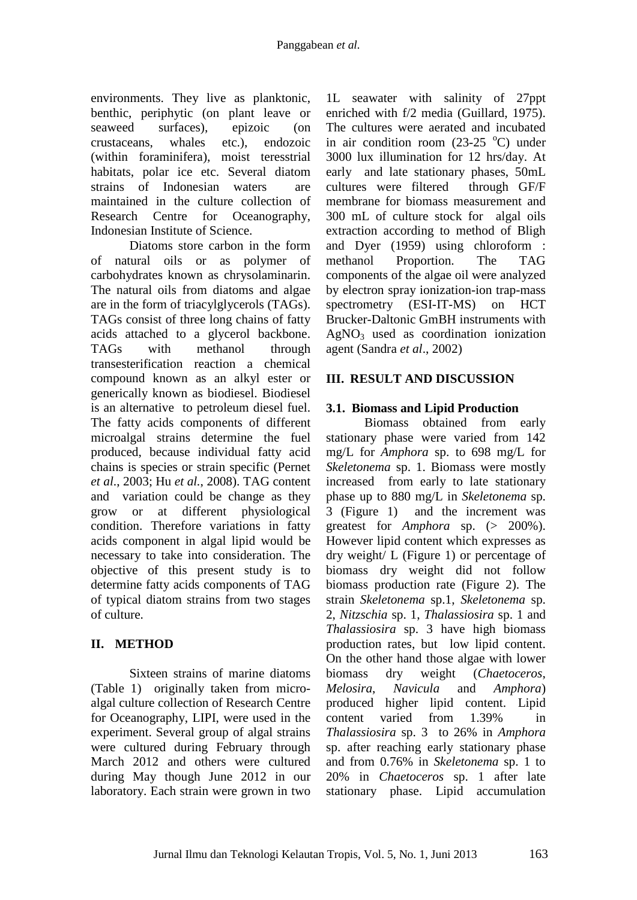environments. They live as planktonic, benthic, periphytic (on plant leave or seaweed surfaces), epizoic (on crustaceans, whales etc.), endozoic (within foraminifera), moist teresstrial habitats, polar ice etc. Several diatom strains of Indonesian waters are maintained in the culture collection of Research Centre for Oceanography, Indonesian Institute of Science.

Diatoms store carbon in the form of natural oils or as polymer of carbohydrates known as chrysolaminarin. The natural oils from diatoms and algae are in the form of triacylglycerols (TAGs). TAGs consist of three long chains of fatty acids attached to a glycerol backbone. TAGs with methanol through transesterification reaction a chemical compound known as an alkyl ester or generically known as biodiesel. Biodiesel is an alternative to petroleum diesel fuel. The fatty acids components of different microalgal strains determine the fuel produced, because individual fatty acid chains is species or strain specific (Pernet *et al*., 2003; Hu *et al*., 2008). TAG content and variation could be change as they grow or at different physiological condition. Therefore variations in fatty acids component in algal lipid would be necessary to take into consideration. The objective of this present study is to determine fatty acids components of TAG of typical diatom strains from two stages of culture.

## II. METHOD

Sixteen strains of marine diatoms (Table 1) originally taken from micro-algal culture collection of Research Centre for Oceanography, LIPI, were used in the experiment. Several group of algal strains were cultured during February through March 2012 and others were cultured during May though June 2012 in our laboratory. Each strain were grown in two 1L seawater with salinity of 27ppt enriched with f/2 media (Guillard, 1975). The cultures were aerated and incubated in air condition room (23-25 $^{o}$C) under 3000 lux illumination for 12 hrs/day. At early and late stationary phases, 50mL cultures were filtered through GF/F membrane for biomass measurement and 300 mL of culture stock for algal oils extraction according to method of Bligh and Dyer (1959) using chloroform : methanol Proportion. The TAG components of the algae oil were analyzed by electron spray ionization-ion trap-mass spectrometry (ESI-IT-MS) on HCT Brucker-Daltonic GmBH instruments with $AgNO_3$ used as coordination ionization agent (Sandra *et al*., 2002)

## III. RESULT AND DISCUSSION

### 3.1. Biomass and Lipid Production

Biomass obtained from early stationary phase were varied from 142 mg/L for *Amphora* sp. to 698 mg/L for *Skeletonema* sp. 1. Biomass were mostly increased from early to late stationary phase up to 880 mg/L in *Skeletonema* sp. 3 (Figure 1) and the increment was greatest for *Amphora* sp. (> 200%). However lipid content which expresses as dry weight/ L (Figure 1) or percentage of biomass dry weight did not follow biomass production rate (Figure 2). The strain *Skeletonema* sp.1, *Skeletonema* sp. 2, *Nitzschia* sp. 1, *Thalassiosira* sp. 1 and *Thalassiosira* sp. 3 have high biomass production rates, but low lipid content. On the other hand those algae with lower biomass dry weight (*Chaetoceros*, *Melosira*, *Navicula* and *Amphora*) produced higher lipid content. Lipid content varied from 1.39% in *Thalassiosira* sp. 3 to 26% in *Amphora* sp. after reaching early stationary phase and from 0.76% in *Skeletonema* sp. 1 to 20% in *Chaetoceros* sp. 1 after late stationary phase. Lipid accumulation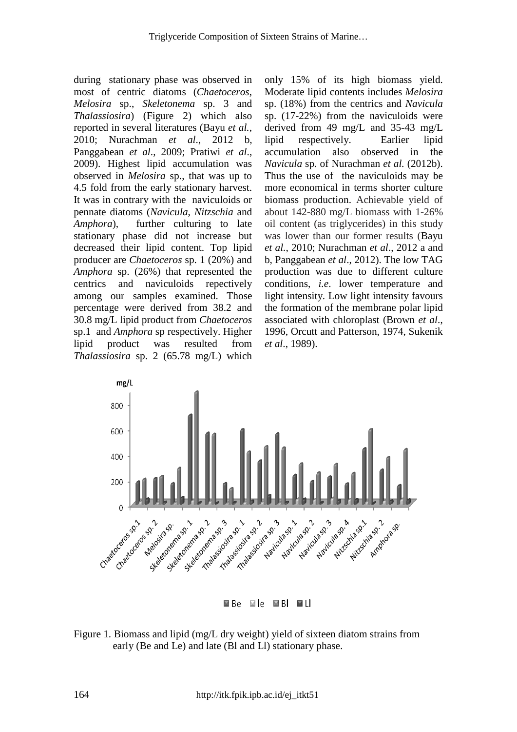during stationary phase was observed in most of centric diatoms (*Chaetoceros*, *Melosira* sp., *Skeletonema* sp. 3 and *Thalassiosira*) (Figure 2) which also reported in several literatures (Bayu *et al.*, 2010; Nurachman *et al*., 2012 b, Panggabean *et al*., 2009; Pratiwi *et al*., 2009). Highest lipid accumulation was observed in *Melosira* sp., that was up to 4.5 fold from the early stationary harvest. It was in contrary with the naviculoids or pennate diatoms (*Navicula*, *Nitzschia* and *Amphora*), further culturing to late stationary phase did not increase but decreased their lipid content. Top lipid producer are *Chaetoceros* sp. 1 (20%) and *Amphora* sp. (26%) that represented the centrics and naviculoids repectively among our samples examined. Those percentage were derived from 38.2 and 30.8 mg/L lipid product from *Chaetoceros* sp.1 and *Amphora* sp respectively. Higher lipid product was resulted from *Thalassiosira* sp. 2 (65.78 mg/L) which only 15% of its high biomass yield. Moderate lipid contents includes *Melosira* sp. (18%) from the centrics and *Navicula* sp. (17-22%) from the naviculoids were derived from 49 mg/L and 35-43 mg/L lipid respectively. Earlier lipid accumulation also observed in the *Navicula* sp. of Nurachman *et al.* (2012b). Thus the use of the naviculoids may be more economical in terms shorter culture biomass production. Achievable yield of about 142-880 mg/L biomass with 1-26% oil content (as triglycerides) in this study was lower than our former results (Bayu *et al.*, 2010; Nurachman *et al*., 2012 a and b, Panggabean *et al*., 2012). The low TAG production was due to different culture conditions, *i.e*. lower temperature and light intensity. Low light intensity favours the formation of the membrane polar lipid associated with chloroplast (Brown *et al*., 1996, Orcutt and Patterson, 1974, Sukenik *et al*., 1989).

Figure 1. Biomass and lipid (mg/L dry weight) yield of sixteen diatom strains from early (Be and Le) and late (Bl and Ll) stationary phase.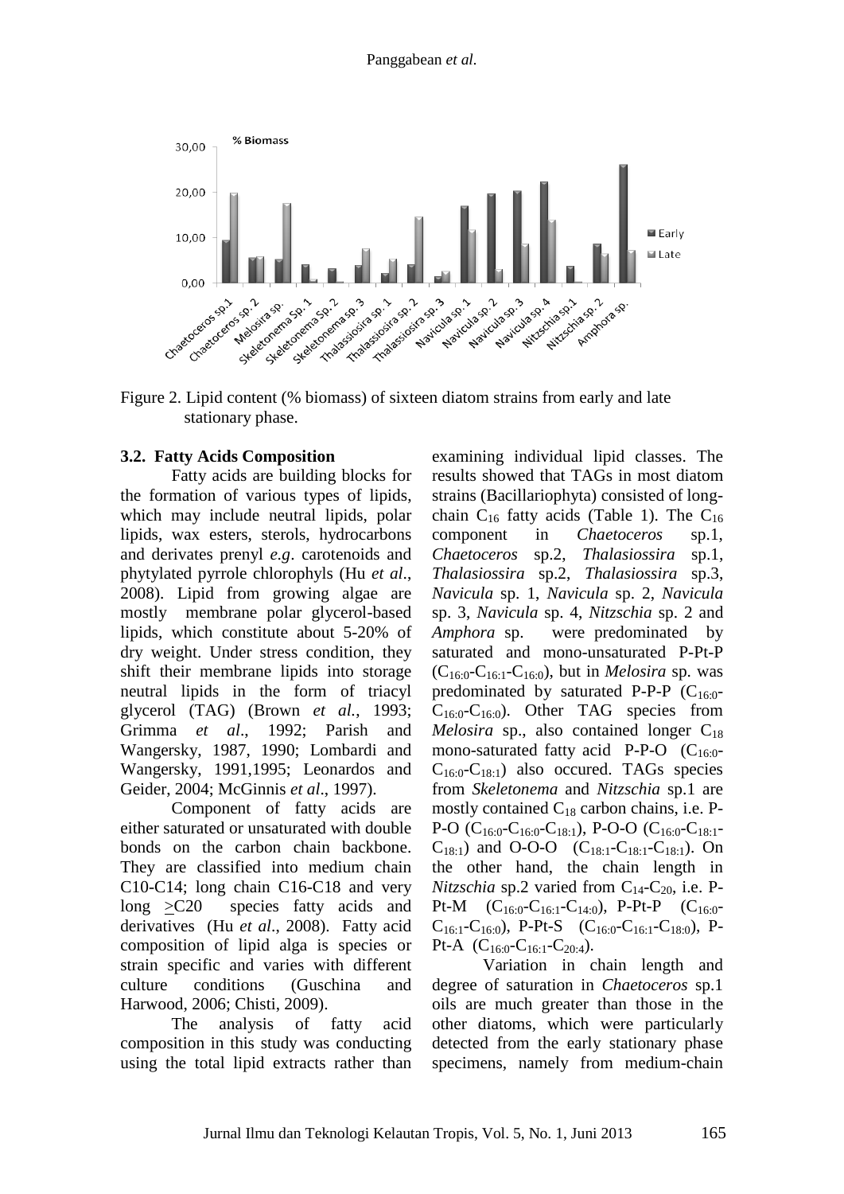Figure 2. Lipid content (% biomass) of sixteen diatom strains from early and late stationary phase.

### 3.2. Fatty Acids Composition

Fatty acids are building blocks for the formation of various types of lipids, which may include neutral lipids, polar lipids, wax esters, sterols, hydrocarbons and derivates prenyl *e.g*. carotenoids and phytylated pyrrole chlorophyls (Hu *et al*., 2008). Lipid from growing algae are mostly membrane polar glycerol-based lipids, which constitute about 5-20% of dry weight. Under stress condition, they shift their membrane lipids into storage neutral lipids in the form of triacyl glycerol (TAG) (Brown *et al*., 1993; Grimma *et al*., 1992; Parish and Wangersky, 1987, 1990; Lombardi and Wangersky, 1991,1995; Leonardos and Geider, 2004; McGinnis *et al*., 1997).

Component of fatty acids are either saturated or unsaturated with double bonds on the carbon chain backbone. They are classified into medium chain C10-C14; long chain C16-C18 and very long ≥C20 species fatty acids and derivatives (Hu *et al*., 2008). Fatty acid composition of lipid alga is species or strain specific and varies with different culture conditions (Guschina and Harwood, 2006; Chisti, 2009).

The analysis of fatty acid composition in this study was conducting using the total lipid extracts rather than examining individual lipid classes. The results showed that TAGs in most diatom strains (Bacillariophyta) consisted of long-chain $C_{16}$ fatty acids (Table 1). The $C_{16}$ component in *Chaetoceros* sp.1, *Chaetoceros* sp.2, *Thalasiossira* sp.1, *Thalasiossira* sp.2, *Thalasiossira* sp.3, *Navicula* sp. 1, *Navicula* sp. 2, *Navicula* sp. 3, *Navicula* sp. 4, *Nitzschia* sp. 2 and *Amphora* sp. were predominated by saturated and mono-unsaturated P-Pt-P ($C_{16:0}$-$C_{16:1}$-$C_{16:0}$), but in *Melosira* sp. was predominated by saturated P-P-P ($C_{16:0}$-$C_{16:0}$-$C_{16:0}$). Other TAG species from *Melosira* sp., also contained longer $C_{18}$ mono-saturated fatty acid P-P-O ($C_{16:0}$-$C_{16:0}$-$C_{18:1}$) also occured. TAGs species from *Skeletonema* and *Nitzschia* sp.1 are mostly contained $C_{18}$ carbon chains, i.e. P-P-O ($C_{16:0}$-$C_{16:0}$-$C_{18:1}$), P-O-O ($C_{16:0}$-$C_{18:1}$-$C_{18:1}$) and O-O-O ($C_{18:1}$-$C_{18:1}$-$C_{18:1}$). On the other hand, the chain length in *Nitzschia* sp.2 varied from $C_{14}$-$C_{20}$, i.e. P-Pt-M ($C_{16:0}$-$C_{16:1}$-$C_{14:0}$), P-Pt-P ($C_{16:0}$-$C_{16:1}$-$C_{16:0}$), P-Pt-S ($C_{16:0}$-$C_{16:1}$-$C_{18:0}$), P-Pt-A ($C_{16:0}$-$C_{16:1}$-$C_{20:4}$).

Variation in chain length and degree of saturation in *Chaetoceros* sp.1 oils are much greater than those in the other diatoms, which were particularly detected from the early stationary phase specimens, namely from medium-chain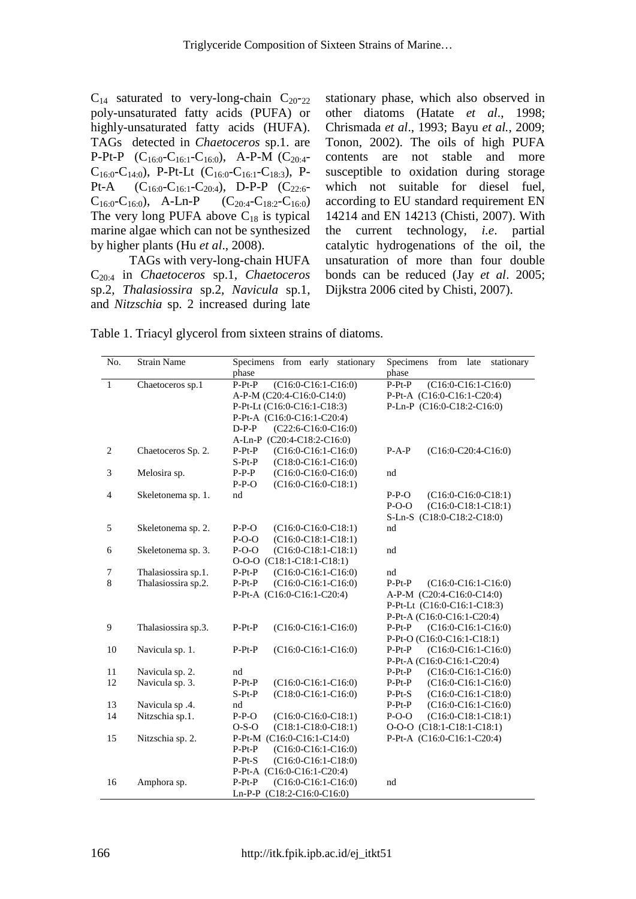$C_{14}$ saturated to very-long-chain $C_{20}$-$_{22}$ poly-unsaturated fatty acids (PUFA) or highly-unsaturated fatty acids (HUFA). TAGs detected in *Chaetoceros* sp.1. are P-Pt-P ($C_{16:0}$-$C_{16:1}$-$C_{16:0}$), A-P-M ($C_{20:4}$-$C_{16:0}$-$C_{14:0}$), P-Pt-Lt ($C_{16:0}$-$C_{16:1}$-$C_{18:3}$), P-Pt-A ($C_{16:0}$-$C_{16:1}$-$C_{20:4}$), D-P-P ($C_{22:6}$-$C_{16:0}$-$C_{16:0}$), A-Ln-P ($C_{20:4}$-$C_{18:2}$-$C_{16:0}$) The very long PUFA above $C_{18}$ is typical marine algae which can not be synthesized by higher plants (Hu *et al*., 2008).

TAGs with very-long-chain HUFA $C_{20:4}$ in *Chaetoceros* sp.1, *Chaetoceros* sp.2, *Thalasiossira* sp.2, *Navicula* sp.1, and *Nitzschia* sp. 2 increased during late stationary phase, which also observed in other diatoms (Hatate *et al*., 1998; Chrismada *et al*., 1993; Bayu *et al.*, 2009; Tonon, 2002). The oils of high PUFA contents are not stable and more susceptible to oxidation during storage which not suitable for diesel fuel, according to EU standard requirement EN 14214 and EN 14213 (Chisti, 2007). With the current technology, *i.e*. partial catalytic hydrogenations of the oil, the unsaturation of more than four double bonds can be reduced (Jay *et al*. 2005; Dijkstra 2006 cited by Chisti, 2007).

Table 1. Triacyl glycerol from sixteen strains of diatoms.

| No. | Strain Name | Specimens from early stationary phase | Specimens from late stationary phase |
|---|---|---|---|
| 1 | Chaetoceros sp.1 | P-Pt-P (C16:0-C16:1-C16:0)<br>A-P-M (C20:4-C16:0-C14:0)<br>P-Pt-Lt (C16:0-C16:1-C18:3)<br>P-Pt-A (C16:0-C16:1-C20:4)<br>D-P-P (C22:6-C16:0-C16:0)<br>A-Ln-P (C20:4-C18:2-C16:0) | P-Pt-P (C16:0-C16:1-C16:0)<br>P-Pt-A (C16:0-C16:1-C20:4)<br>P-Ln-P (C16:0-C18:2-C16:0) |
| 2 | Chaetoceros Sp. 2. | P-Pt-P (C16:0-C16:1-C16:0)<br>S-Pt-P (C18:0-C16:1-C16:0) | P-A-P (C16:0-C20:4-C16:0) |
| 3 | Melosira sp. | P-P-P (C16:0-C16:0-C16:0)<br>P-P-O (C16:0-C16:0-C18:1) | nd |
| 4 | Skeletonema sp. 1. | nd | P-P-O (C16:0-C16:0-C18:1)<br>P-O-O (C16:0-C18:1-C18:1)<br>S-Ln-S (C18:0-C18:2-C18:0) |
| 5 | Skeletonema sp. 2. | P-P-O (C16:0-C16:0-C18:1)<br>P-O-O (C16:0-C18:1-C18:1) | nd |
| 6 | Skeletonema sp. 3. | P-O-O (C16:0-C18:1-C18:1)<br>O-O-O (C18:1-C18:1-C18:1) | nd |
| 7 | Thalasiossira sp.1. | P-Pt-P (C16:0-C16:1-C16:0) | nd |
| 8 | Thalasiossira sp.2. | P-Pt-P (C16:0-C16:1-C16:0)<br>P-Pt-A (C16:0-C16:1-C20:4) | P-Pt-P (C16:0-C16:1-C16:0)<br>A-P-M (C20:4-C16:0-C14:0)<br>P-Pt-Lt (C16:0-C16:1-C18:3)<br>P-Pt-A (C16:0-C16:1-C20:4) |
| 9 | Thalasiossira sp.3. | P-Pt-P (C16:0-C16:1-C16:0) | P-Pt-P (C16:0-C16:1-C16:0)<br>P-Pt-O (C16:0-C16:1-C18:1) |
| 10 | Navicula sp. 1. | P-Pt-P (C16:0-C16:1-C16:0) | P-Pt-P (C16:0-C16:1-C16:0)<br>P-Pt-A (C16:0-C16:1-C20:4) |
| 11 | Navicula sp. 2. | nd | P-Pt-P (C16:0-C16:1-C16:0) |
| 12 | Navicula sp. 3. | P-Pt-P (C16:0-C16:1-C16:0)<br>S-Pt-P (C18:0-C16:1-C16:0) | P-Pt-P (C16:0-C16:1-C16:0)<br>P-Pt-S (C16:0-C16:1-C18:0) |
| 13 | Navicula sp .4. | nd | P-Pt-P (C16:0-C16:1-C16:0) |
| 14 | Nitzschia sp.1. | P-P-O (C16:0-C16:0-C18:1)<br>O-S-O (C18:1-C18:0-C18:1) | P-O-O (C16:0-C18:1-C18:1)<br>O-O-O (C18:1-C18:1-C18:1) |
| 15 | Nitzschia sp. 2. | P-Pt-M (C16:0-C16:1-C14:0)<br>P-Pt-P (C16:0-C16:1-C16:0)<br>P-Pt-S (C16:0-C16:1-C18:0)<br>P-Pt-A (C16:0-C16:1-C20:4) | P-Pt-A (C16:0-C16:1-C20:4) |
| 16 | Amphora sp. | P-Pt-P (C16:0-C16:1-C16:0)<br>Ln-P-P (C18:2-C16:0-C16:0) | nd |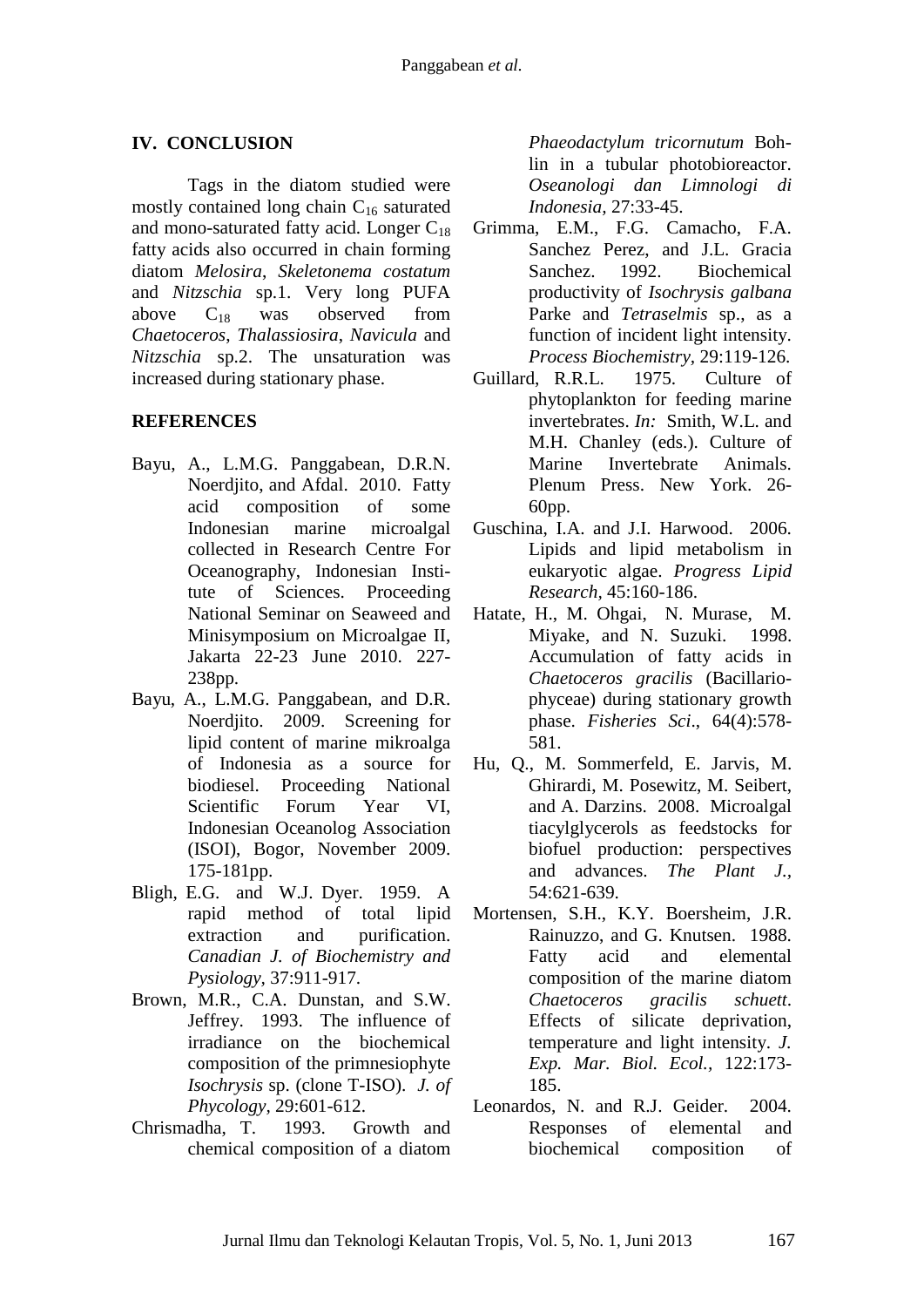## IV. CONCLUSION

Tags in the diatom studied were mostly contained long chain $C_{16}$ saturated and mono-saturated fatty acid. Longer $C_{18}$ fatty acids also occurred in chain forming diatom *Melosira*, *Skeletonema costatum* and *Nitzschia* sp.1. Very long PUFA above $C_{18}$ was observed from *Chaetoceros*, *Thalassiosira*, *Navicula* and *Nitzschia* sp.2. The unsaturation was increased during stationary phase.

## REFERENCES

Bayu, A., L.M.G. Panggabean, D.R.N. Noerdjito, and Afdal. 2010. Fatty acid composition of some Indonesian marine microalgal collected in Research Centre For Oceanography, Indonesian Institute of Sciences. Proceeding National Seminar on Seaweed and Minisymposium on Microalgae II, Jakarta 22-23 June 2010. 227-238pp.

Bayu, A., L.M.G. Panggabean, and D.R. Noerdjito. 2009. Screening for lipid content of marine mikroalga of Indonesia as a source for biodiesel. Proceeding National Scientific Forum Year VI, Indonesian Oceanolog Association (ISOI), Bogor, November 2009. 175-181pp.

Bligh, E.G. and W.J. Dyer. 1959. A rapid method of total lipid extraction and purification. *Canadian J. of Biochemistry and Pysiology*, 37:911-917.

Brown, M.R., C.A. Dunstan, and S.W. Jeffrey. 1993. The influence of irradiance on the biochemical composition of the primnesiophyte *Isochrysis* sp. (clone T-ISO). *J. of Phycology*, 29:601-612.

Chrismadha, T. 1993. Growth and chemical composition of a diatom *Phaeodactylum tricornutum* Bohlin in a tubular photobioreactor. *Oseanologi dan Limnologi di Indonesia*, 27:33-45.

Grimma, E.M., F.G. Camacho, F.A. Sanchez Perez, and J.L. Gracia Sanchez. 1992. Biochemical productivity of *Isochrysis galbana* Parke and *Tetraselmis* sp., as a function of incident light intensity. *Process Biochemistry*, 29:119-126.

Guillard, R.R.L. 1975. Culture of phytoplankton for feeding marine invertebrates. *In:* Smith, W.L. and M.H. Chanley (eds.). Culture of Marine Invertebrate Animals. Plenum Press. New York. 26-60pp.

Guschina, I.A. and J.I. Harwood. 2006. Lipids and lipid metabolism in eukaryotic algae. *Progress Lipid Research*, 45:160-186.

Hatate, H., M. Ohgai, N. Murase, M. Miyake, and N. Suzuki. 1998. Accumulation of fatty acids in *Chaetoceros gracilis* (Bacillariophyceae) during stationary growth phase. *Fisheries Sci*., 64(4):578-581.

Hu, Q., M. Sommerfeld, E. Jarvis, M. Ghirardi, M. Posewitz, M. Seibert, and A. Darzins. 2008. Microalgal tiacylglycerols as feedstocks for biofuel production: perspectives and advances. *The Plant J.*, 54:621-639.

Mortensen, S.H., K.Y. Boersheim, J.R. Rainuzzo, and G. Knutsen. 1988. Fatty acid and elemental composition of the marine diatom *Chaetoceros gracilis schuett*. Effects of silicate deprivation, temperature and light intensity. *J. Exp. Mar. Biol. Ecol.*, 122:173-185.

Leonardos, N. and R.J. Geider. 2004. Responses of elemental and biochemical composition of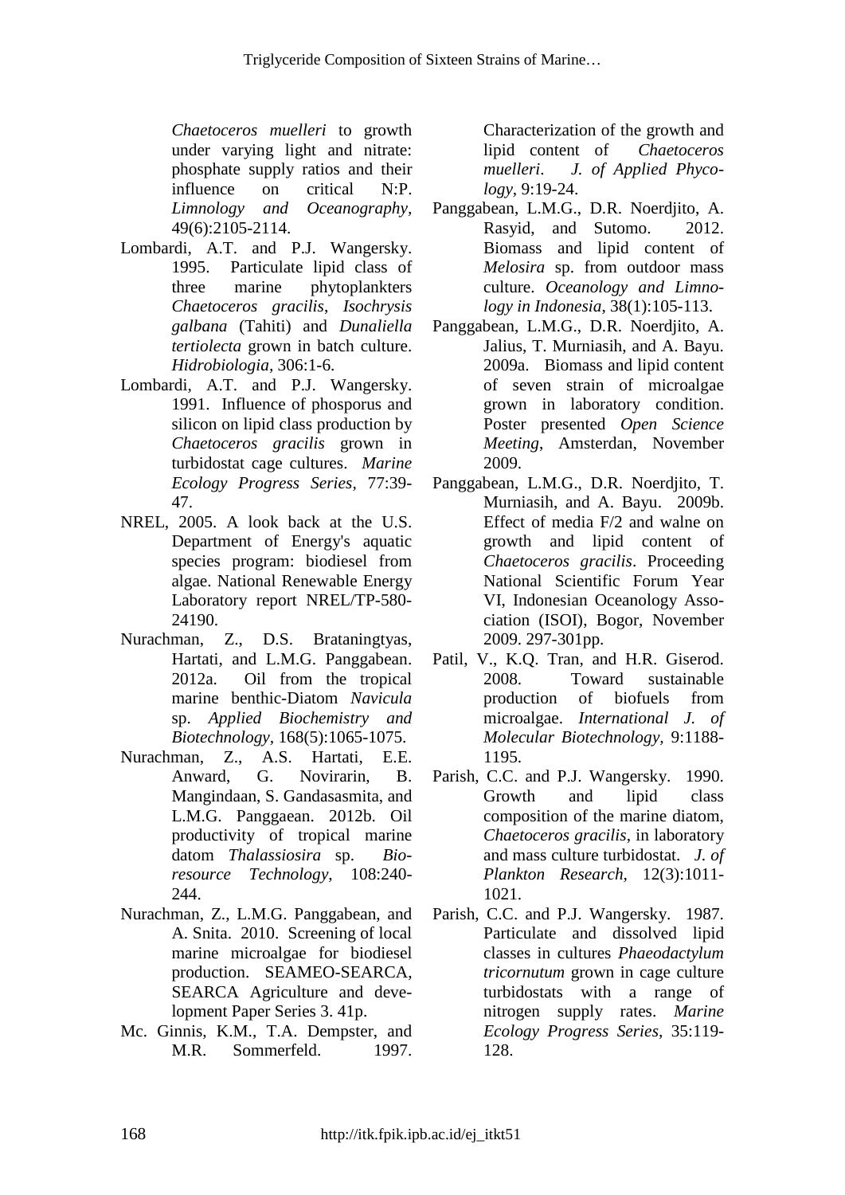*Chaetoceros muelleri* to growth under varying light and nitrate: phosphate supply ratios and their influence on critical N:P. *Limnology and Oceanography*, 49(6):2105-2114.

Lombardi, A.T. and P.J. Wangersky. 1995. Particulate lipid class of three marine phytoplankters *Chaetoceros gracilis*, *Isochrysis galbana* (Tahiti) and *Dunaliella tertiolecta* grown in batch culture. *Hidrobiologia*, 306:1-6.

Lombardi, A.T. and P.J. Wangersky. 1991. Influence of phosporus and silicon on lipid class production by *Chaetoceros gracilis* grown in turbidostat cage cultures. *Marine Ecology Progress Series*, 77:39-47.

NREL, 2005. A look back at the U.S. Department of Energy's aquatic species program: biodiesel from algae. National Renewable Energy Laboratory report NREL/TP-580-24190.

Nurachman, Z., D.S. Brataningtyas, Hartati, and L.M.G. Panggabean. 2012a. Oil from the tropical marine benthic-Diatom *Navicula* sp. *Applied Biochemistry and Biotechnology*, 168(5):1065-1075.

Nurachman, Z., A.S. Hartati, E.E. Anward, G. Novirarin, B. Mangindaan, S. Gandasasmita, and L.M.G. Panggaean. 2012b. Oil productivity of tropical marine datom *Thalassiosira* sp. *Bioresource Technology*, 108:240-244.

Nurachman, Z., L.M.G. Panggabean, and A. Snita. 2010. Screening of local marine microalgae for biodiesel production. SEAMEO-SEARCA, SEARCA Agriculture and development Paper Series 3. 41p.

Mc. Ginnis, K.M., T.A. Dempster, and M.R. Sommerfeld. 1997. Characterization of the growth and lipid content of *Chaetoceros muelleri*. *J. of Applied Phycology*, 9:19-24.

Panggabean, L.M.G., D.R. Noerdjito, A. Rasyid, and Sutomo. 2012. Biomass and lipid content of *Melosira* sp. from outdoor mass culture. *Oceanology and Limnology in Indonesia*, 38(1):105-113.

Panggabean, L.M.G., D.R. Noerdjito, A. Jalius, T. Murniasih, and A. Bayu. 2009a. Biomass and lipid content of seven strain of microalgae grown in laboratory condition. Poster presented *Open Science Meeting*, Amsterdan, November 2009.

Panggabean, L.M.G., D.R. Noerdjito, T. Murniasih, and A. Bayu. 2009b. Effect of media F/2 and walne on growth and lipid content of *Chaetoceros gracilis*. Proceeding National Scientific Forum Year VI, Indonesian Oceanology Association (ISOI), Bogor, November 2009. 297-301pp.

Patil, V., K.Q. Tran, and H.R. Giserod. 2008. Toward sustainable production of biofuels from microalgae. *International J. of Molecular Biotechnology*, 9:1188-1195.

Parish, C.C. and P.J. Wangersky. 1990. Growth and lipid class composition of the marine diatom, *Chaetoceros gracilis*, in laboratory and mass culture turbidostat. *J. of Plankton Research*, 12(3):1011-1021.

Parish, C.C. and P.J. Wangersky. 1987. Particulate and dissolved lipid classes in cultures *Phaeodactylum tricornutum* grown in cage culture turbidostats with a range of nitrogen supply rates. *Marine Ecology Progress Series*, 35:119-128.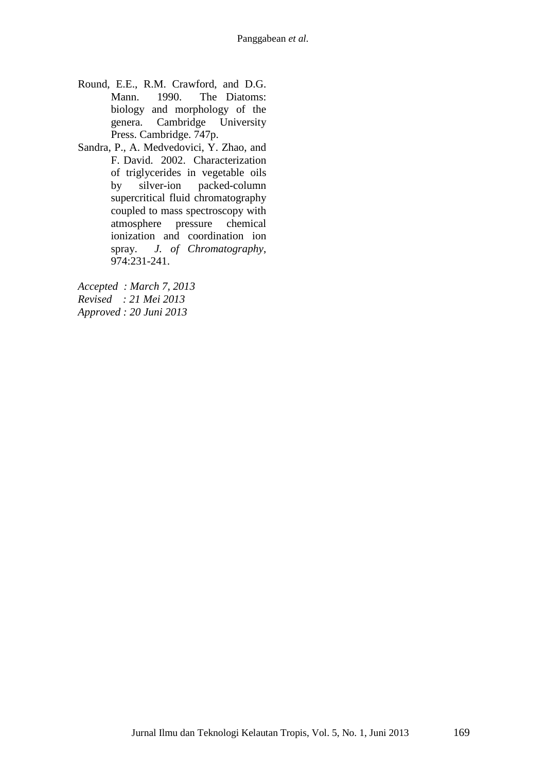Round, E.E., R.M. Crawford, and D.G. Mann. 1990. The Diatoms: biology and morphology of the genera. Cambridge University Press. Cambridge. 747p.

Sandra, P., A. Medvedovici, Y. Zhao, and F. David. 2002. Characterization of triglycerides in vegetable oils by silver-ion packed-column supercritical fluid chromatography coupled to mass spectroscopy with atmosphere pressure chemical ionization and coordination ion spray. *J. of Chromatography*, 974:231-241.

*Accepted : March 7, 2013*
*Revised : 21 Mei 2013*
*Approved : 20 Juni 2013*